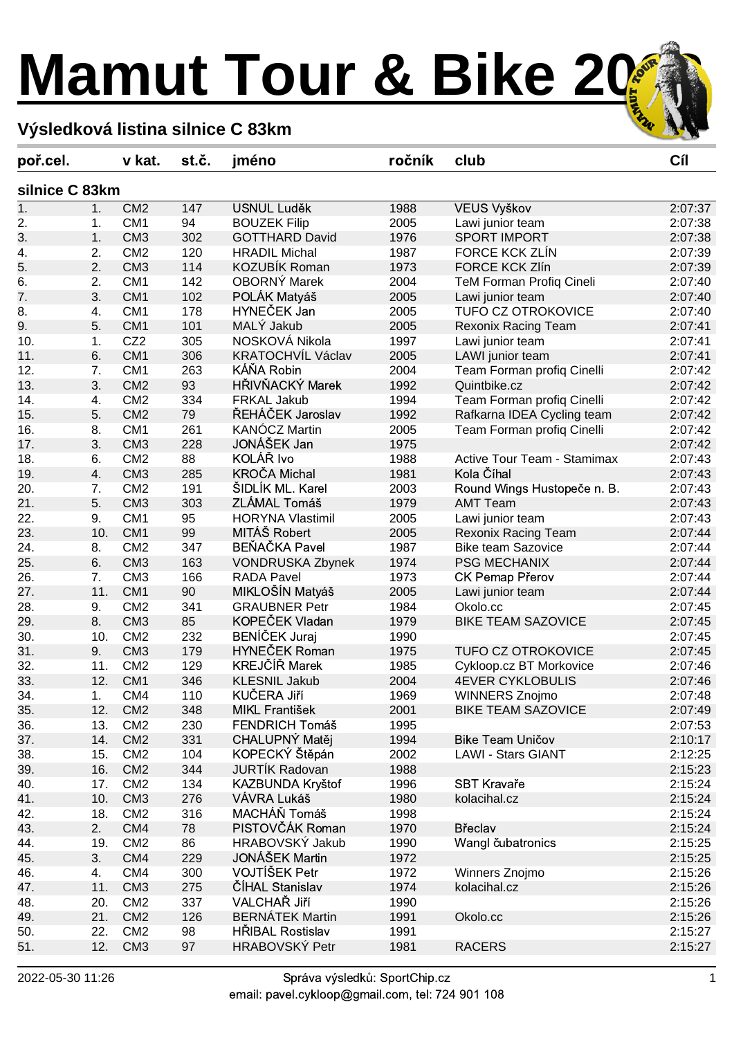# Mamut Tour & Bike 20

## Výsledková listina silnice C 83km

**silnice C 83km**

| poř.cel. | v kat. | | st.č. | jméno | ročník | club | Cíl |
|---|---|---|---|---|---|---|---|
| 1. | 1. | CM2 | 147 | USNUL Luděk | 1988 | VEUS Vyškov | 2:07:37 |
| 2. | 1. | CM1 | 94 | BOUZEK Filip | 2005 | Lawi junior team | 2:07:38 |
| 3. | 1. | CM3 | 302 | GOTTHARD David | 1976 | SPORT IMPORT | 2:07:38 |
| 4. | 2. | CM2 | 120 | HRADIL Michal | 1987 | FORCE KCK ZLÍN | 2:07:39 |
| 5. | 2. | CM3 | 114 | KOZUBÍK Roman | 1973 | FORCE KCK Zlín | 2:07:39 |
| 6. | 2. | CM1 | 142 | OBORNÝ Marek | 2004 | TeM Forman Profiq Cineli | 2:07:40 |
| 7. | 3. | CM1 | 102 | POLÁK Matyáš | 2005 | Lawi junior team | 2:07:40 |
| 8. | 4. | CM1 | 178 | HYNEČEK Jan | 2005 | TUFO CZ OTROKOVICE | 2:07:40 |
| 9. | 5. | CM1 | 101 | MALÝ Jakub | 2005 | Rexonix Racing Team | 2:07:41 |
| 10. | 1. | CZ2 | 305 | NOSKOVÁ Nikola | 1997 | Lawi junior team | 2:07:41 |
| 11. | 6. | CM1 | 306 | KRATOCHVÍL Václav | 2005 | LAWI junior team | 2:07:41 |
| 12. | 7. | CM1 | 263 | KÁŇA Robin | 2004 | Team Forman profiq Cinelli | 2:07:42 |
| 13. | 3. | CM2 | 93 | HŘIVŇACKÝ Marek | 1992 | Quintbike.cz | 2:07:42 |
| 14. | 4. | CM2 | 334 | FRKAL Jakub | 1994 | Team Forman profiq Cinelli | 2:07:42 |
| 15. | 5. | CM2 | 79 | ŘEHÁČEK Jaroslav | 1992 | Rafkarna IDEA Cycling team | 2:07:42 |
| 16. | 8. | CM1 | 261 | KANÓCZ Martin | 2005 | Team Forman profiq Cinelli | 2:07:42 |
| 17. | 3. | CM3 | 228 | JONÁŠEK Jan | 1975 | | 2:07:42 |
| 18. | 6. | CM2 | 88 | KOLÁŘ Ivo | 1988 | Active Tour Team - Stamimax | 2:07:43 |
| 19. | 4. | CM3 | 285 | KROČA Michal | 1981 | Kola Číhal | 2:07:43 |
| 20. | 7. | CM2 | 191 | ŠIDLÍK ML. Karel | 2003 | Round Wings Hustopeče n. B. | 2:07:43 |
| 21. | 5. | CM3 | 303 | ZLÁMAL Tomáš | 1979 | AMT Team | 2:07:43 |
| 22. | 9. | CM1 | 95 | HORYNA Vlastimil | 2005 | Lawi junior team | 2:07:43 |
| 23. | 10. | CM1 | 99 | MITÁŠ Robert | 2005 | Rexonix Racing Team | 2:07:44 |
| 24. | 8. | CM2 | 347 | BEŇAČKA Pavel | 1987 | Bike team Sazovice | 2:07:44 |
| 25. | 6. | CM3 | 163 | VONDRUSKA Zbynek | 1974 | PSG MECHANIX | 2:07:44 |
| 26. | 7. | CM3 | 166 | RADA Pavel | 1973 | CK Pemap Přerov | 2:07:44 |
| 27. | 11. | CM1 | 90 | MIKLOŠÍN Matyáš | 2005 | Lawi junior team | 2:07:44 |
| 28. | 9. | CM2 | 341 | GRAUBNER Petr | 1984 | Okolo.cc | 2:07:45 |
| 29. | 8. | CM3 | 85 | KOPEČEK Vladan | 1979 | BIKE TEAM SAZOVICE | 2:07:45 |
| 30. | 10. | CM2 | 232 | BENÍČEK Juraj | 1990 | | 2:07:45 |
| 31. | 9. | CM3 | 179 | HYNEČEK Roman | 1975 | TUFO CZ OTROKOVICE | 2:07:45 |
| 32. | 11. | CM2 | 129 | KREJČÍŘ Marek | 1985 | Cykloop.cz BT Morkovice | 2:07:46 |
| 33. | 12. | CM1 | 346 | KLESNIL Jakub | 2004 | 4EVER CYKLOBULIS | 2:07:46 |
| 34. | 1. | CM4 | 110 | KUČERA Jiří | 1969 | WINNERS Znojmo | 2:07:48 |
| 35. | 12. | CM2 | 348 | MIKL František | 2001 | BIKE TEAM SAZOVICE | 2:07:49 |
| 36. | 13. | CM2 | 230 | FENDRICH Tomáš | 1995 | | 2:07:53 |
| 37. | 14. | CM2 | 331 | CHALUPNÝ Matěj | 1994 | Bike Team Uničov | 2:10:17 |
| 38. | 15. | CM2 | 104 | KOPECKÝ Štěpán | 2002 | LAWI - Stars GIANT | 2:12:25 |
| 39. | 16. | CM2 | 344 | JURTÍK Radovan | 1988 | | 2:15:23 |
| 40. | 17. | CM2 | 134 | KAZBUNDA Kryštof | 1996 | SBT Kravaře | 2:15:24 |
| 41. | 10. | CM3 | 276 | VÁVRA Lukáš | 1980 | kolacihal.cz | 2:15:24 |
| 42. | 18. | CM2 | 316 | MACHÁŇ Tomáš | 1998 | | 2:15:24 |
| 43. | 2. | CM4 | 78 | PISTOVČÁK Roman | 1970 | Břeclav | 2:15:24 |
| 44. | 19. | CM2 | 86 | HRABOVSKÝ Jakub | 1990 | Wangl čubatronics | 2:15:25 |
| 45. | 3. | CM4 | 229 | JONÁŠEK Martin | 1972 | | 2:15:25 |
| 46. | 4. | CM4 | 300 | VOJTÍŠEK Petr | 1972 | Winners Znojmo | 2:15:26 |
| 47. | 11. | CM3 | 275 | ČÍHAL Stanislav | 1974 | kolacihal.cz | 2:15:26 |
| 48. | 20. | CM2 | 337 | VALCHAŘ Jiří | 1990 | | 2:15:26 |
| 49. | 21. | CM2 | 126 | BERNÁTEK Martin | 1991 | Okolo.cc | 2:15:26 |
| 50. | 22. | CM2 | 98 | HŘIBAL Rostislav | 1991 | | 2:15:27 |
| 51. | 12. | CM3 | 97 | HRABOVSKÝ Petr | 1981 | RACERS | 2:15:27 |

2022-05-30 11:26 Správa výsledků: SportChip.cz
email: pavel.cykloop@gmail.com, tel: 724 901 108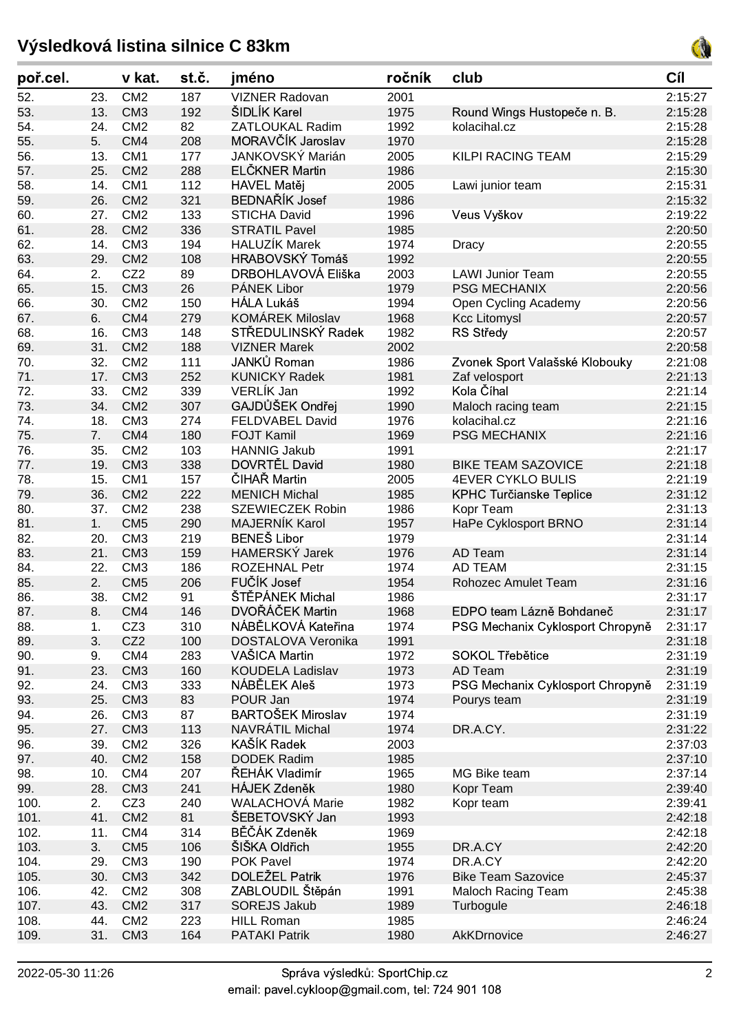# Výsledková listina silnice C 83km

| poř.cel. | | v kat. | st.č. | jméno | ročník | club | Cíl |
|---|---|---|---|---|---|---|---|
| 52. | 23. | CM2 | 187 | VIZNER Radovan | 2001 | | 2:15:27 |
| 53. | 13. | CM3 | 192 | ŠIDLÍK Karel | 1975 | Round Wings Hustopeče n. B. | 2:15:28 |
| 54. | 24. | CM2 | 82 | ZATLOUKAL Radim | 1992 | kolacihal.cz | 2:15:28 |
| 55. | 5. | CM4 | 208 | MORAVČÍK Jaroslav | 1970 | | 2:15:28 |
| 56. | 13. | CM1 | 177 | JANKOVSKÝ Marián | 2005 | KILPI RACING TEAM | 2:15:29 |
| 57. | 25. | CM2 | 288 | ELČKNER Martin | 1986 | | 2:15:30 |
| 58. | 14. | CM1 | 112 | HAVEL Matěj | 2005 | Lawi junior team | 2:15:31 |
| 59. | 26. | CM2 | 321 | BEDNAŘÍK Josef | 1986 | | 2:15:32 |
| 60. | 27. | CM2 | 133 | STICHA David | 1996 | Veus Vyškov | 2:19:22 |
| 61. | 28. | CM2 | 336 | STRATIL Pavel | 1985 | | 2:20:50 |
| 62. | 14. | CM3 | 194 | HALUZÍK Marek | 1974 | Dracy | 2:20:55 |
| 63. | 29. | CM2 | 108 | HRABOVSKÝ Tomáš | 1992 | | 2:20:55 |
| 64. | 2. | CZ2 | 89 | DRBOHLAVOVÁ Eliška | 2003 | LAWI Junior Team | 2:20:55 |
| 65. | 15. | CM3 | 26 | PÁNEK Libor | 1979 | PSG MECHANIX | 2:20:56 |
| 66. | 30. | CM2 | 150 | HÁLA Lukáš | 1994 | Open Cycling Academy | 2:20:56 |
| 67. | 6. | CM4 | 279 | KOMÁREK Miloslav | 1968 | Kcc Litomysl | 2:20:57 |
| 68. | 16. | CM3 | 148 | STŘEDULINSKÝ Radek | 1982 | RS Středy | 2:20:57 |
| 69. | 31. | CM2 | 188 | VIZNER Marek | 2002 | | 2:20:58 |
| 70. | 32. | CM2 | 111 | JANKŮ Roman | 1986 | Zvonek Sport Valašské Klobouky | 2:21:08 |
| 71. | 17. | CM3 | 252 | KUNICKY Radek | 1981 | Zaf velosport | 2:21:13 |
| 72. | 33. | CM2 | 339 | VERLÍK Jan | 1992 | Kola Číhal | 2:21:14 |
| 73. | 34. | CM2 | 307 | GAJDŮŠEK Ondřej | 1990 | Maloch racing team | 2:21:15 |
| 74. | 18. | CM3 | 274 | FELDVABEL David | 1976 | kolacihal.cz | 2:21:16 |
| 75. | 7. | CM4 | 180 | FOJT Kamil | 1969 | PSG MECHANIX | 2:21:16 |
| 76. | 35. | CM2 | 103 | HANNIG Jakub | 1991 | | 2:21:17 |
| 77. | 19. | CM3 | 338 | DOVRTĚL David | 1980 | BIKE TEAM SAZOVICE | 2:21:18 |
| 78. | 15. | CM1 | 157 | ČIHAŘ Martin | 2005 | 4EVER CYKLO BULIS | 2:21:19 |
| 79. | 36. | CM2 | 222 | MENICH Michal | 1985 | KPHC Turčianske Teplice | 2:31:12 |
| 80. | 37. | CM2 | 238 | SZEWIECZEK Robin | 1986 | Kopr Team | 2:31:13 |
| 81. | 1. | CM5 | 290 | MAJERNÍK Karol | 1957 | HaPe Cyklosport BRNO | 2:31:14 |
| 82. | 20. | CM3 | 219 | BENEŠ Libor | 1979 | | 2:31:14 |
| 83. | 21. | CM3 | 159 | HAMERSKÝ Jarek | 1976 | AD Team | 2:31:14 |
| 84. | 22. | CM3 | 186 | ROZEHNAL Petr | 1974 | AD TEAM | 2:31:15 |
| 85. | 2. | CM5 | 206 | FUČÍK Josef | 1954 | Rohozec Amulet Team | 2:31:16 |
| 86. | 38. | CM2 | 91 | ŠTĚPÁNEK Michal | 1986 | | 2:31:17 |
| 87. | 8. | CM4 | 146 | DVOŘÁČEK Martin | 1968 | EDPO team Lázně Bohdaneč | 2:31:17 |
| 88. | 1. | CZ3 | 310 | NÁBĚLKOVÁ Kateřina | 1974 | PSG Mechanix Cyklosport Chropyně | 2:31:17 |
| 89. | 3. | CZ2 | 100 | DOSTALOVA Veronika | 1991 | | 2:31:18 |
| 90. | 9. | CM4 | 283 | VAŠICA Martin | 1972 | SOKOL Třebětice | 2:31:19 |
| 91. | 23. | CM3 | 160 | KOUDELA Ladislav | 1973 | AD Team | 2:31:19 |
| 92. | 24. | CM3 | 333 | NÁBĚLEK Aleš | 1973 | PSG Mechanix Cyklosport Chropyně | 2:31:19 |
| 93. | 25. | CM3 | 83 | POUR Jan | 1974 | Pourys team | 2:31:19 |
| 94. | 26. | CM3 | 87 | BARTOŠEK Miroslav | 1974 | | 2:31:19 |
| 95. | 27. | CM3 | 113 | NAVRÁTIL Michal | 1974 | DR.A.CY. | 2:31:22 |
| 96. | 39. | CM2 | 326 | KAŠÍK Radek | 2003 | | 2:37:03 |
| 97. | 40. | CM2 | 158 | DODEK Radim | 1985 | | 2:37:10 |
| 98. | 10. | CM4 | 207 | ŘEHÁK Vladimír | 1965 | MG Bike team | 2:37:14 |
| 99. | 28. | CM3 | 241 | HÁJEK Zdeněk | 1980 | Kopr Team | 2:39:40 |
| 100. | 2. | CZ3 | 240 | WALACHOVÁ Marie | 1982 | Kopr team | 2:39:41 |
| 101. | 41. | CM2 | 81 | ŠEBETOVSKÝ Jan | 1993 | | 2:42:18 |
| 102. | 11. | CM4 | 314 | BĚČÁK Zdeněk | 1969 | | 2:42:18 |
| 103. | 3. | CM5 | 106 | ŠIŠKA Oldřich | 1955 | DR.A.CY | 2:42:20 |
| 104. | 29. | CM3 | 190 | POK Pavel | 1974 | DR.A.CY | 2:42:20 |
| 105. | 30. | CM3 | 342 | DOLEŽEL Patrik | 1976 | Bike Team Sazovice | 2:45:37 |
| 106. | 42. | CM2 | 308 | ZABLOUDIL Štěpán | 1991 | Maloch Racing Team | 2:45:38 |
| 107. | 43. | CM2 | 317 | SOREJS Jakub | 1989 | Turbogule | 2:46:18 |
| 108. | 44. | CM2 | 223 | HILL Roman | 1985 | | 2:46:24 |
| 109. | 31. | CM3 | 164 | PATAKI Patrik | 1980 | AkKDrnovice | 2:46:27 |

2022-05-30 11:26

Správa výsledků: SportChip.cz
email: pavel.cykloop@gmail.com, tel: 724 901 108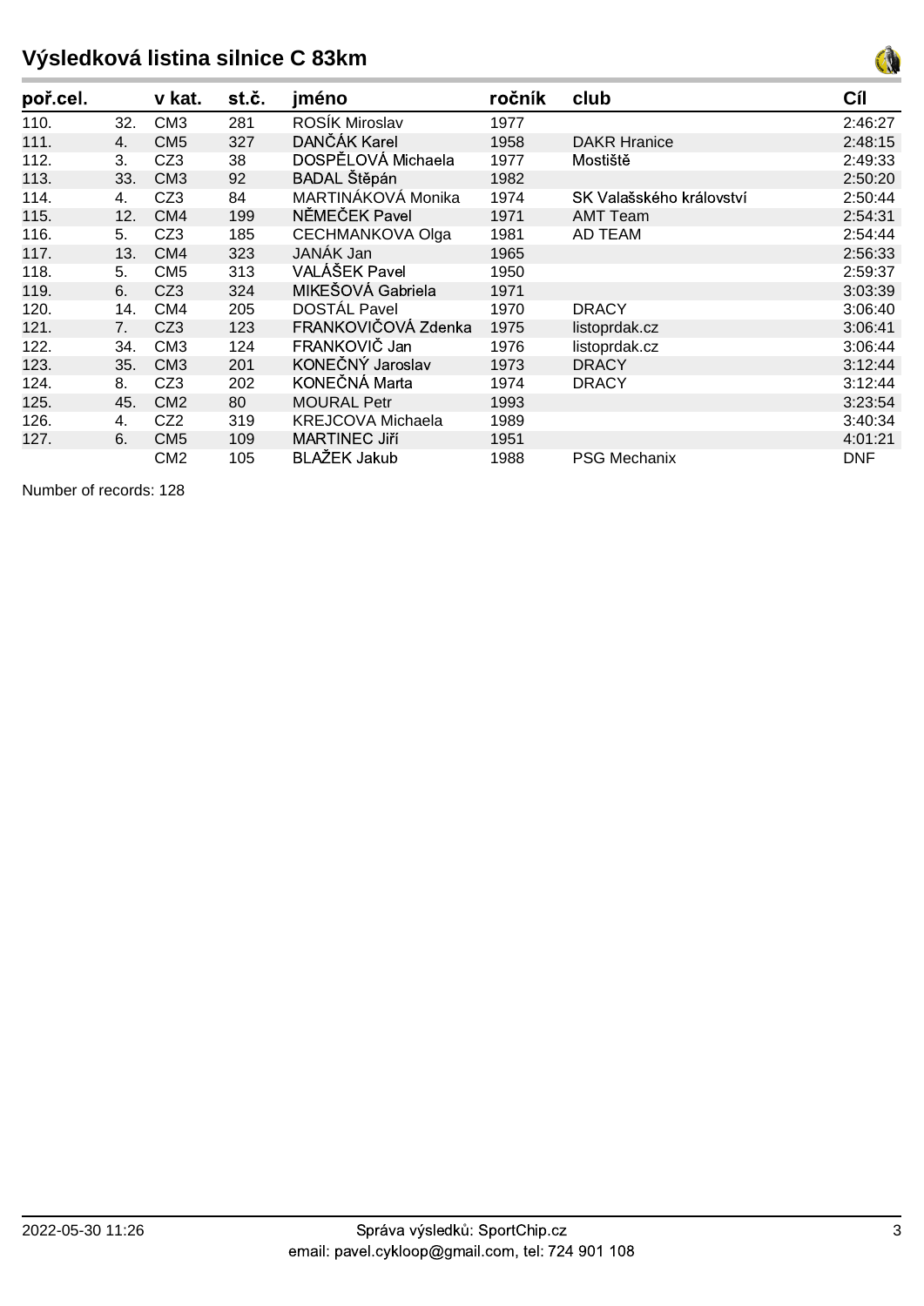# Výsledková listina silnice C 83km

| poř.cel. | | v kat. | st.č. | jméno | ročník | club | Cíl |
|---|---|---|---|---|---|---|---|
| 110. | 32. | CM3 | 281 | ROSÍK Miroslav | 1977 | | 2:46:27 |
| 111. | 4. | CM5 | 327 | DANČÁK Karel | 1958 | DAKR Hranice | 2:48:15 |
| 112. | 3. | CZ3 | 38 | DOSPĚLOVÁ Michaela | 1977 | Mostiště | 2:49:33 |
| 113. | 33. | CM3 | 92 | BADAL Štěpán | 1982 | | 2:50:20 |
| 114. | 4. | CZ3 | 84 | MARTINÁKOVÁ Monika | 1974 | SK Valašského království | 2:50:44 |
| 115. | 12. | CM4 | 199 | NĚMEČEK Pavel | 1971 | AMT Team | 2:54:31 |
| 116. | 5. | CZ3 | 185 | CECHMANKOVA Olga | 1981 | AD TEAM | 2:54:44 |
| 117. | 13. | CM4 | 323 | JANÁK Jan | 1965 | | 2:56:33 |
| 118. | 5. | CM5 | 313 | VALÁŠEK Pavel | 1950 | | 2:59:37 |
| 119. | 6. | CZ3 | 324 | MIKEŠOVÁ Gabriela | 1971 | | 3:03:39 |
| 120. | 14. | CM4 | 205 | DOSTÁL Pavel | 1970 | DRACY | 3:06:40 |
| 121. | 7. | CZ3 | 123 | FRANKOVIČOVÁ Zdenka | 1975 | listoprdak.cz | 3:06:41 |
| 122. | 34. | CM3 | 124 | FRANKOVIČ Jan | 1976 | listoprdak.cz | 3:06:44 |
| 123. | 35. | CM3 | 201 | KONEČNÝ Jaroslav | 1973 | DRACY | 3:12:44 |
| 124. | 8. | CZ3 | 202 | KONEČNÁ Marta | 1974 | DRACY | 3:12:44 |
| 125. | 45. | CM2 | 80 | MOURAL Petr | 1993 | | 3:23:54 |
| 126. | 4. | CZ2 | 319 | KREJCOVA Michaela | 1989 | | 3:40:34 |
| 127. | 6. | CM5 | 109 | MARTINEC Jiří | 1951 | | 4:01:21 |
| | | CM2 | 105 | BLAŽEK Jakub | 1988 | PSG Mechanix | DNF |

Number of records: 128

2022-05-30 11:26 Správa výsledků: SportChip.cz
email: pavel.cykloop@gmail.com, tel: 724 901 108